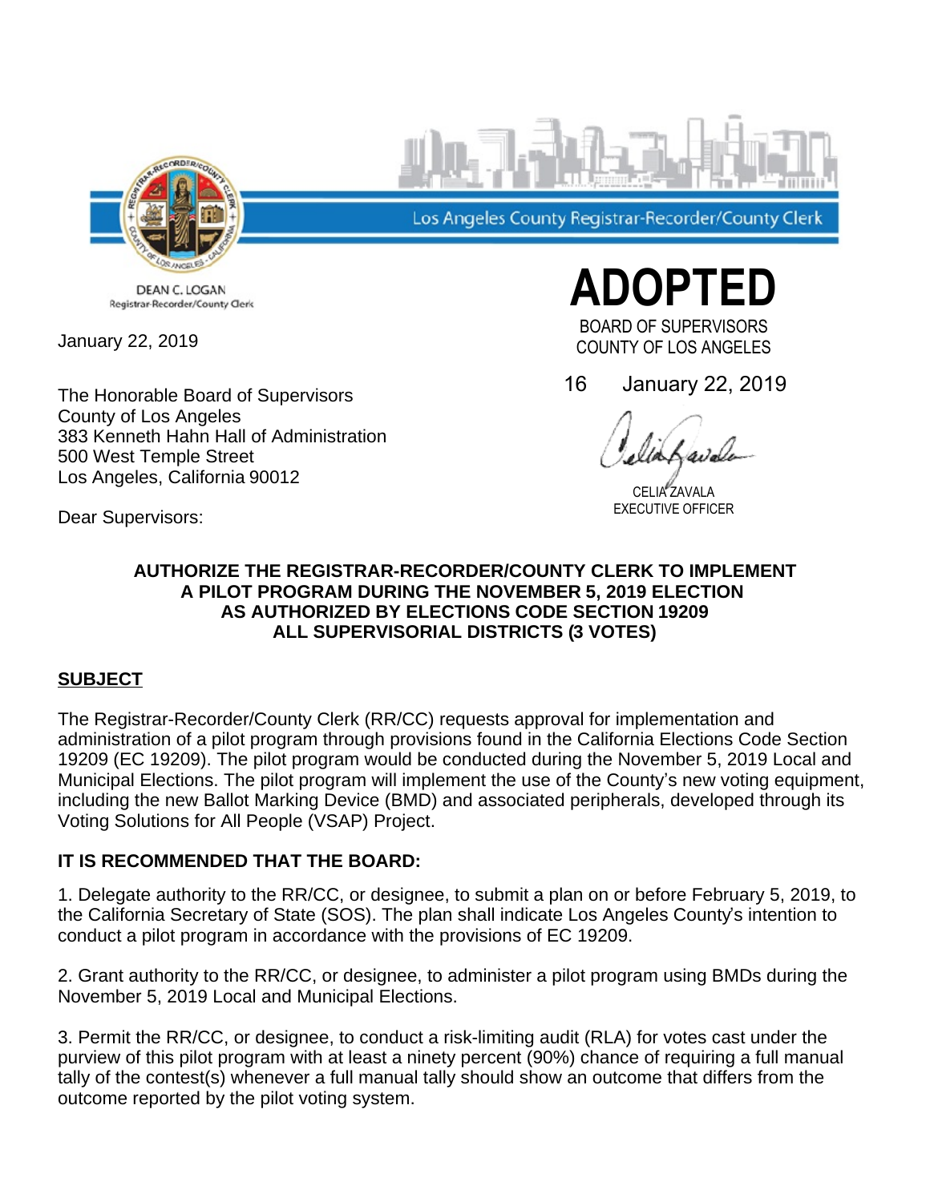Los Angeles County Registrar-Recorder/County Clerk

DEAN C. LOGAN
Registrar-Recorder/County Clerk

# ADOPTED

BOARD OF SUPERVISORS
COUNTY OF LOS ANGELES

16 January 22, 2019

CELIA ZAVALA
EXECUTIVE OFFICER

January 22, 2019

The Honorable Board of Supervisors
County of Los Angeles
383 Kenneth Hahn Hall of Administration
500 West Temple Street
Los Angeles, California 90012

Dear Supervisors:

**AUTHORIZE THE REGISTRAR-RECORDER/COUNTY CLERK TO IMPLEMENT A PILOT PROGRAM DURING THE NOVEMBER 5, 2019 ELECTION AS AUTHORIZED BY ELECTIONS CODE SECTION 19209 ALL SUPERVISORIAL DISTRICTS (3 VOTES)**

## SUBJECT

The Registrar-Recorder/County Clerk (RR/CC) requests approval for implementation and administration of a pilot program through provisions found in the California Elections Code Section 19209 (EC 19209). The pilot program would be conducted during the November 5, 2019 Local and Municipal Elections. The pilot program will implement the use of the County's new voting equipment, including the new Ballot Marking Device (BMD) and associated peripherals, developed through its Voting Solutions for All People (VSAP) Project.

**IT IS RECOMMENDED THAT THE BOARD:**

1. Delegate authority to the RR/CC, or designee, to submit a plan on or before February 5, 2019, to the California Secretary of State (SOS). The plan shall indicate Los Angeles County's intention to conduct a pilot program in accordance with the provisions of EC 19209.

2. Grant authority to the RR/CC, or designee, to administer a pilot program using BMDs during the November 5, 2019 Local and Municipal Elections.

3. Permit the RR/CC, or designee, to conduct a risk-limiting audit (RLA) for votes cast under the purview of this pilot program with at least a ninety percent (90%) chance of requiring a full manual tally of the contest(s) whenever a full manual tally should show an outcome that differs from the outcome reported by the pilot voting system.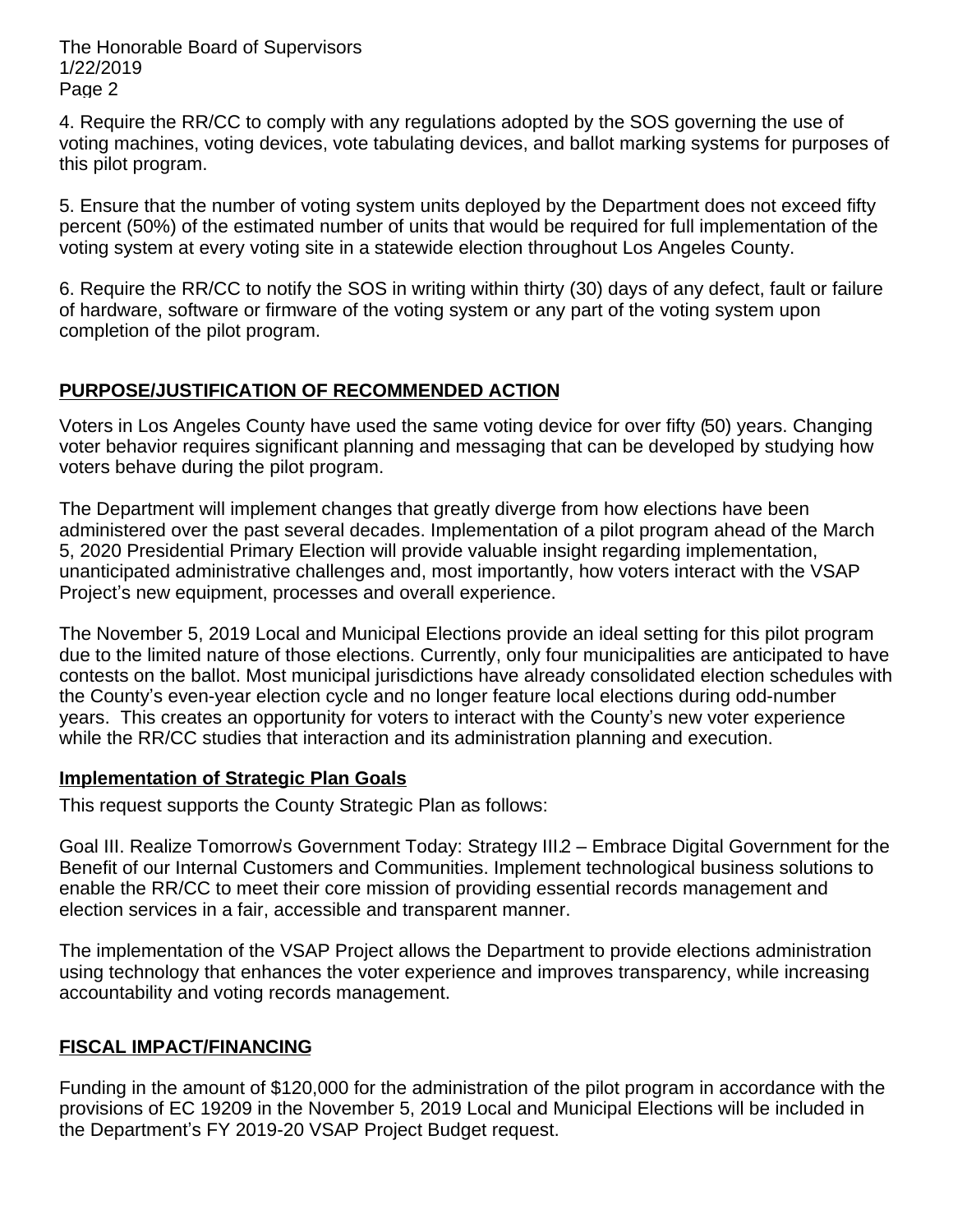4. Require the RR/CC to comply with any regulations adopted by the SOS governing the use of voting machines, voting devices, vote tabulating devices, and ballot marking systems for purposes of this pilot program.

5. Ensure that the number of voting system units deployed by the Department does not exceed fifty percent (50%) of the estimated number of units that would be required for full implementation of the voting system at every voting site in a statewide election throughout Los Angeles County.

6. Require the RR/CC to notify the SOS in writing within thirty (30) days of any defect, fault or failure of hardware, software or firmware of the voting system or any part of the voting system upon completion of the pilot program.

## PURPOSE/JUSTIFICATION OF RECOMMENDED ACTION

Voters in Los Angeles County have used the same voting device for over fifty (50) years. Changing voter behavior requires significant planning and messaging that can be developed by studying how voters behave during the pilot program.

The Department will implement changes that greatly diverge from how elections have been administered over the past several decades. Implementation of a pilot program ahead of the March 5, 2020 Presidential Primary Election will provide valuable insight regarding implementation, unanticipated administrative challenges and, most importantly, how voters interact with the VSAP Project's new equipment, processes and overall experience.

The November 5, 2019 Local and Municipal Elections provide an ideal setting for this pilot program due to the limited nature of those elections. Currently, only four municipalities are anticipated to have contests on the ballot. Most municipal jurisdictions have already consolidated election schedules with the County's even-year election cycle and no longer feature local elections during odd-number years. This creates an opportunity for voters to interact with the County's new voter experience while the RR/CC studies that interaction and its administration planning and execution.

### Implementation of Strategic Plan Goals

This request supports the County Strategic Plan as follows:

Goal III. Realize Tomorrow's Government Today: Strategy III.2 – Embrace Digital Government for the Benefit of our Internal Customers and Communities. Implement technological business solutions to enable the RR/CC to meet their core mission of providing essential records management and election services in a fair, accessible and transparent manner.

The implementation of the VSAP Project allows the Department to provide elections administration using technology that enhances the voter experience and improves transparency, while increasing accountability and voting records management.

## FISCAL IMPACT/FINANCING

Funding in the amount of $120,000 for the administration of the pilot program in accordance with the provisions of EC 19209 in the November 5, 2019 Local and Municipal Elections will be included in the Department's FY 2019-20 VSAP Project Budget request.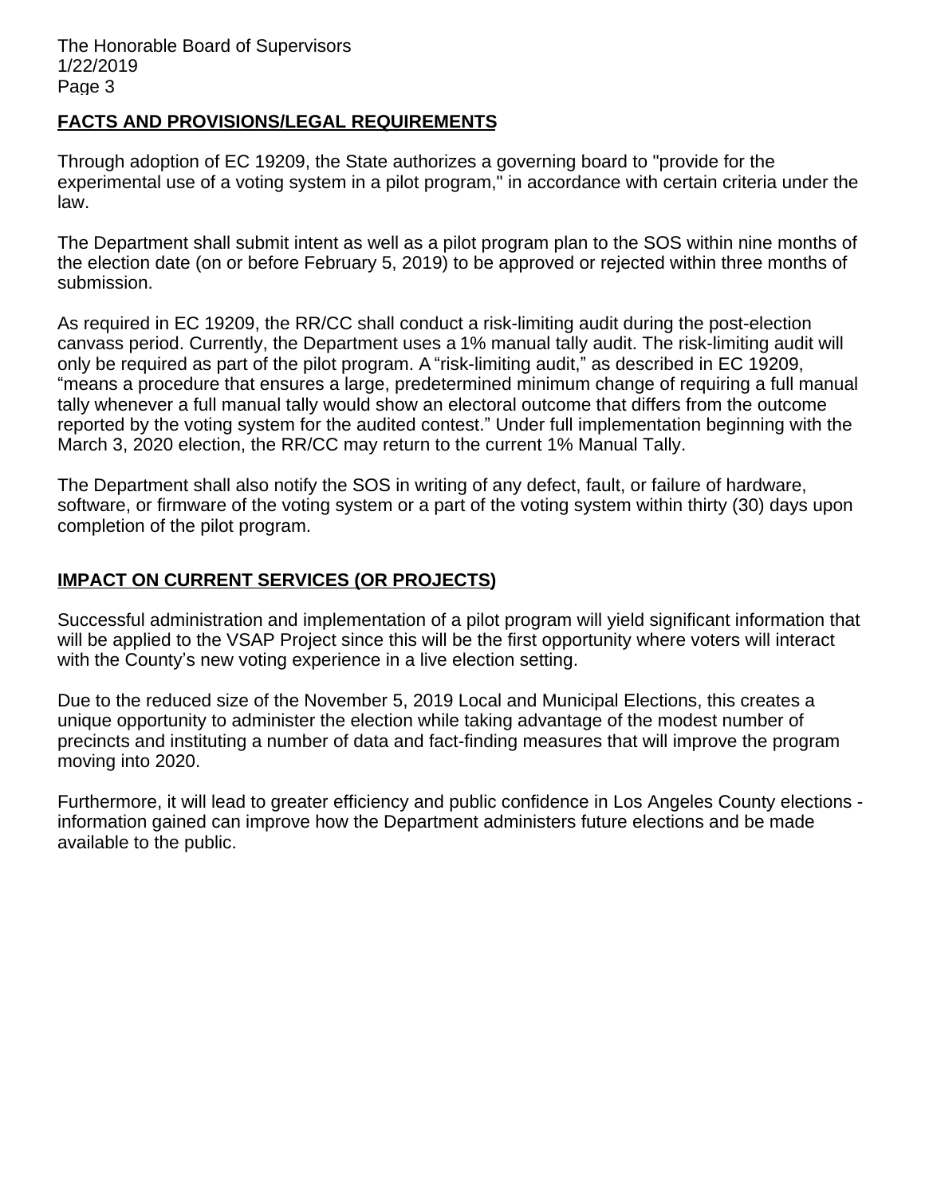## FACTS AND PROVISIONS/LEGAL REQUIREMENTS

Through adoption of EC 19209, the State authorizes a governing board to "provide for the experimental use of a voting system in a pilot program," in accordance with certain criteria under the law.

The Department shall submit intent as well as a pilot program plan to the SOS within nine months of the election date (on or before February 5, 2019) to be approved or rejected within three months of submission.

As required in EC 19209, the RR/CC shall conduct a risk-limiting audit during the post-election canvass period. Currently, the Department uses a 1% manual tally audit. The risk-limiting audit will only be required as part of the pilot program. A "risk-limiting audit," as described in EC 19209, "means a procedure that ensures a large, predetermined minimum change of requiring a full manual tally whenever a full manual tally would show an electoral outcome that differs from the outcome reported by the voting system for the audited contest." Under full implementation beginning with the March 3, 2020 election, the RR/CC may return to the current 1% Manual Tally.

The Department shall also notify the SOS in writing of any defect, fault, or failure of hardware, software, or firmware of the voting system or a part of the voting system within thirty (30) days upon completion of the pilot program.

## IMPACT ON CURRENT SERVICES (OR PROJECTS)

Successful administration and implementation of a pilot program will yield significant information that will be applied to the VSAP Project since this will be the first opportunity where voters will interact with the County's new voting experience in a live election setting.

Due to the reduced size of the November 5, 2019 Local and Municipal Elections, this creates a unique opportunity to administer the election while taking advantage of the modest number of precincts and instituting a number of data and fact-finding measures that will improve the program moving into 2020.

Furthermore, it will lead to greater efficiency and public confidence in Los Angeles County elections - information gained can improve how the Department administers future elections and be made available to the public.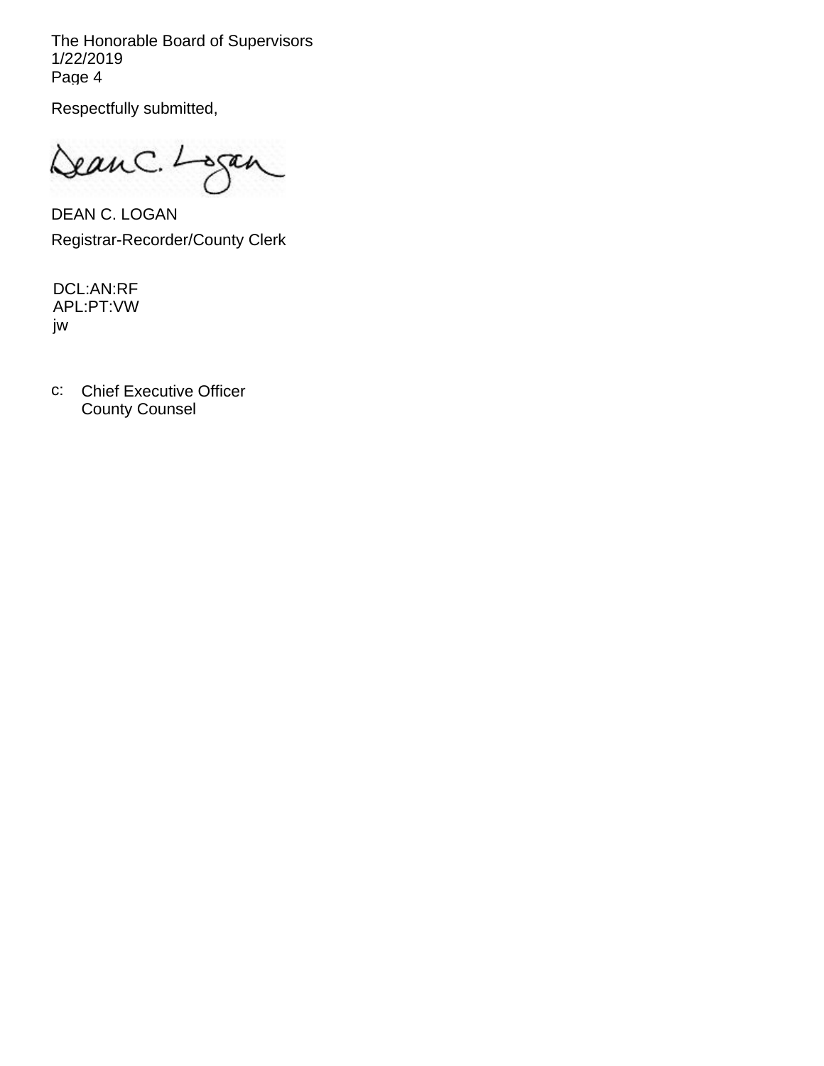Respectfully submitted,

DEAN C. LOGAN
Registrar-Recorder/County Clerk

DCL:AN:RF
APL:PT:VW
jw

c: Chief Executive Officer
County Counsel